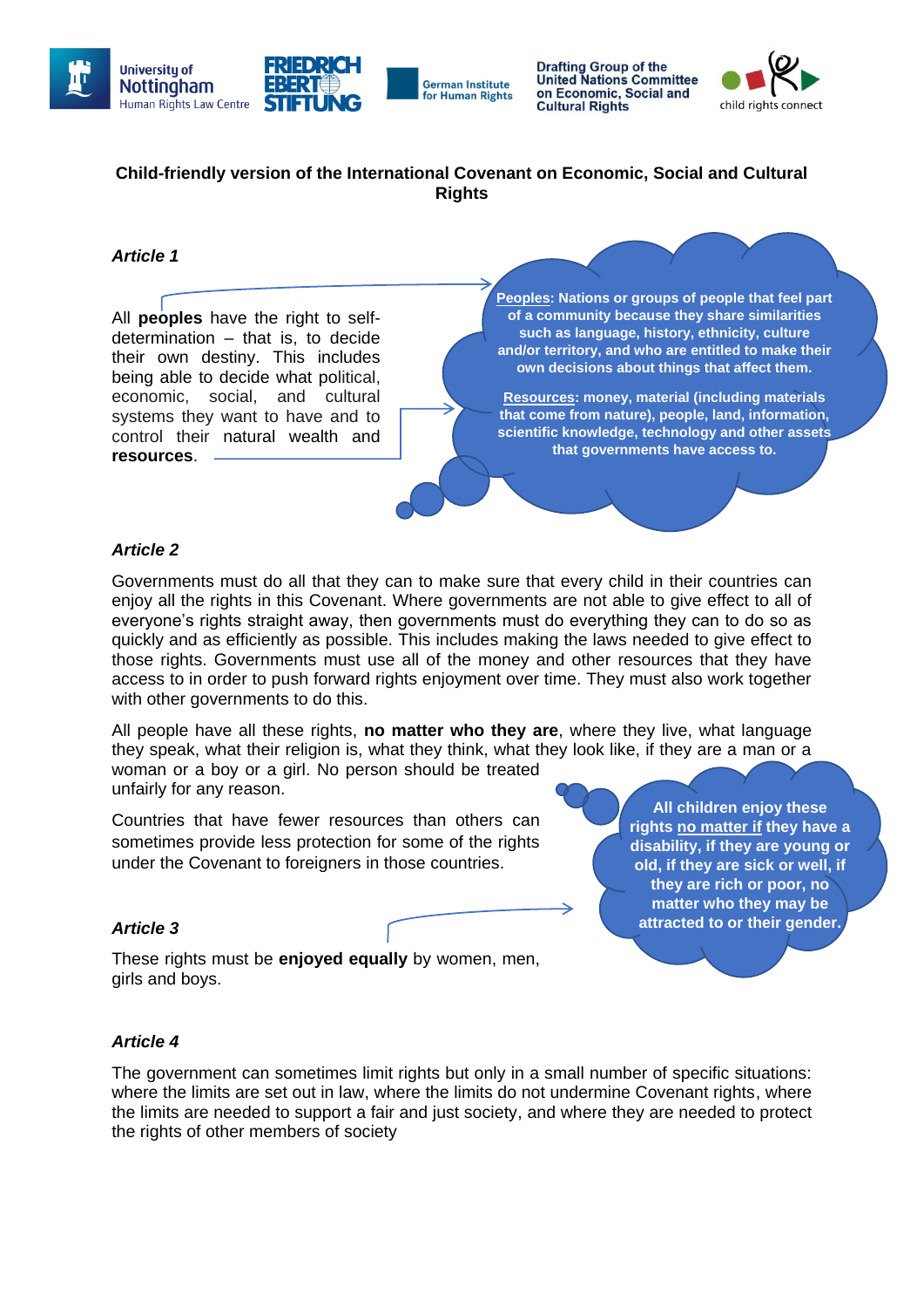**Child-friendly version of the International Covenant on Economic, Social and Cultural Rights**

***Article 1***

All **peoples** have the right to self-determination – that is, to decide their own destiny. This includes being able to decide what political, economic, social, and cultural systems they want to have and to control their natural wealth and **resources**.

**Peoples: Nations or groups of people that feel part of a community because they share similarities such as language, history, ethnicity, culture and/or territory, and who are entitled to make their own decisions about things that affect them.**

**Resources: money, material (including materials that come from nature), people, land, information, scientific knowledge, technology and other assets that governments have access to.**

***Article 2***

Governments must do all that they can to make sure that every child in their countries can enjoy all the rights in this Covenant. Where governments are not able to give effect to all of everyone's rights straight away, then governments must do everything they can to do so as quickly and as efficiently as possible. This includes making the laws needed to give effect to those rights. Governments must use all of the money and other resources that they have access to in order to push forward rights enjoyment over time. They must also work together with other governments to do this.

All people have all these rights, **no matter who they are**, where they live, what language they speak, what their religion is, what they think, what they look like, if they are a man or a woman or a boy or a girl. No person should be treated unfairly for any reason.

Countries that have fewer resources than others can sometimes provide less protection for some of the rights under the Covenant to foreigners in those countries.

**All children enjoy these rights no matter if they have a disability, if they are young or old, if they are sick or well, if they are rich or poor, no matter who they may be attracted to or their gender.**

***Article 3***

These rights must be **enjoyed equally** by women, men, girls and boys.

***Article 4***

The government can sometimes limit rights but only in a small number of specific situations: where the limits are set out in law, where the limits do not undermine Covenant rights, where the limits are needed to support a fair and just society, and where they are needed to protect the rights of other members of society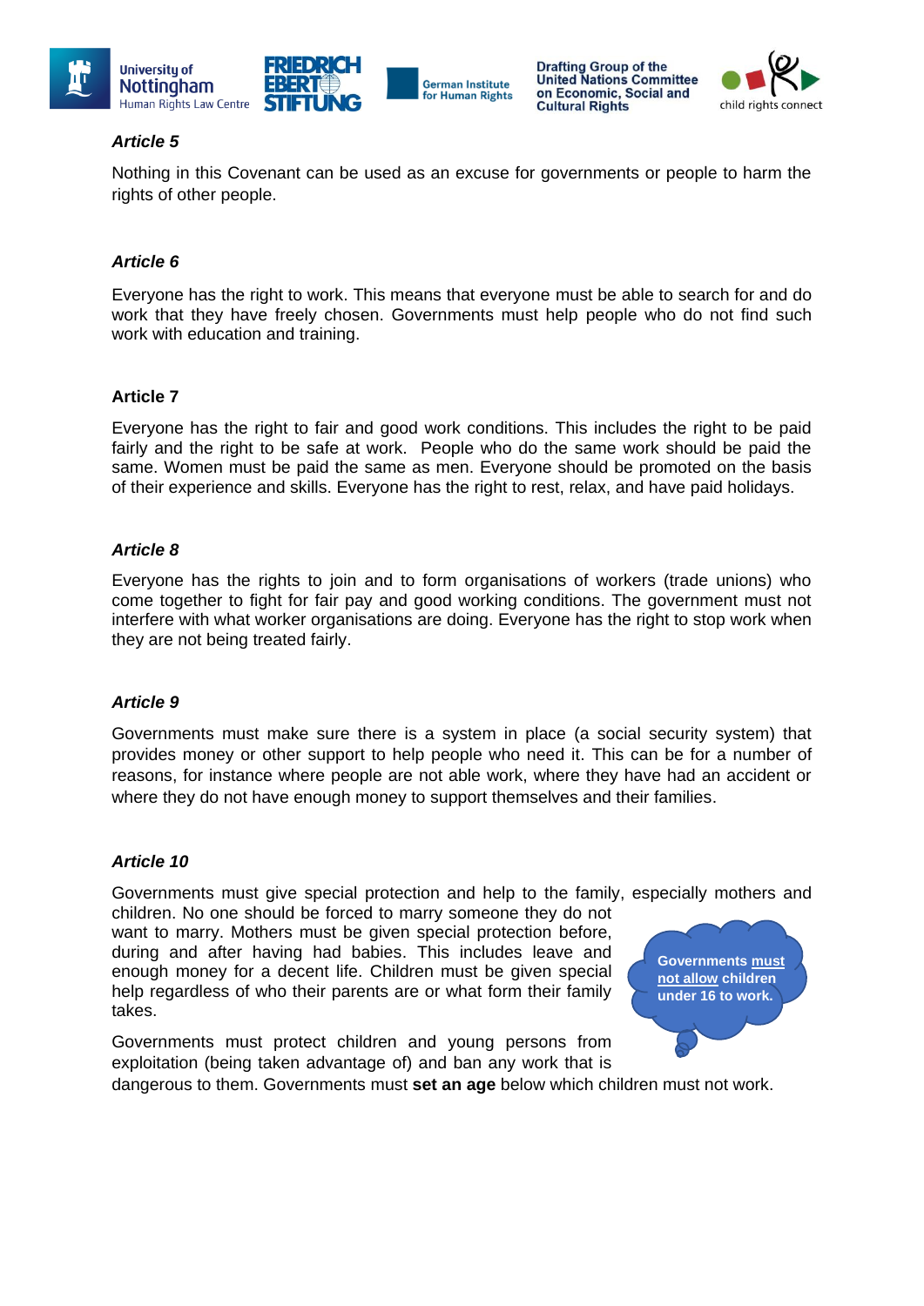### *Article 5*

Nothing in this Covenant can be used as an excuse for governments or people to harm the rights of other people.

### *Article 6*

Everyone has the right to work. This means that everyone must be able to search for and do work that they have freely chosen. Governments must help people who do not find such work with education and training.

### Article 7

Everyone has the right to fair and good work conditions. This includes the right to be paid fairly and the right to be safe at work. People who do the same work should be paid the same. Women must be paid the same as men. Everyone should be promoted on the basis of their experience and skills. Everyone has the right to rest, relax, and have paid holidays.

### *Article 8*

Everyone has the rights to join and to form organisations of workers (trade unions) who come together to fight for fair pay and good working conditions. The government must not interfere with what worker organisations are doing. Everyone has the right to stop work when they are not being treated fairly.

### *Article 9*

Governments must make sure there is a system in place (a social security system) that provides money or other support to help people who need it. This can be for a number of reasons, for instance where people are not able work, where they have had an accident or where they do not have enough money to support themselves and their families.

### *Article 10*

Governments must give special protection and help to the family, especially mothers and children. No one should be forced to marry someone they do not want to marry. Mothers must be given special protection before, during and after having had babies. This includes leave and enough money for a decent life. Children must be given special help regardless of who their parents are or what form their family takes.

**Governments must not allow children under 16 to work.**

Governments must protect children and young persons from exploitation (being taken advantage of) and ban any work that is dangerous to them. Governments must **set an age** below which children must not work.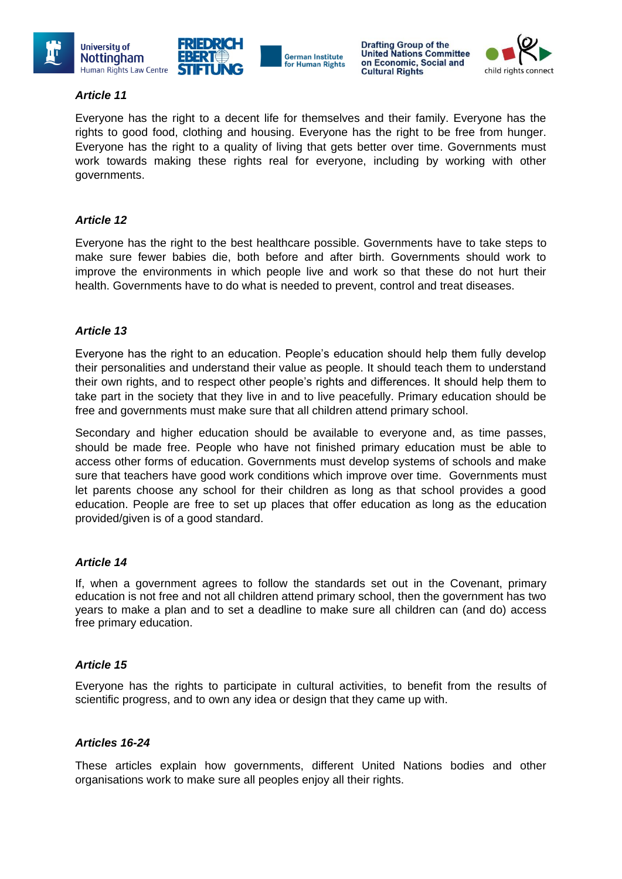### *Article 11*

Everyone has the right to a decent life for themselves and their family. Everyone has the rights to good food, clothing and housing. Everyone has the right to be free from hunger. Everyone has the right to a quality of living that gets better over time. Governments must work towards making these rights real for everyone, including by working with other governments.

### *Article 12*

Everyone has the right to the best healthcare possible. Governments have to take steps to make sure fewer babies die, both before and after birth. Governments should work to improve the environments in which people live and work so that these do not hurt their health. Governments have to do what is needed to prevent, control and treat diseases.

### *Article 13*

Everyone has the right to an education. People's education should help them fully develop their personalities and understand their value as people. It should teach them to understand their own rights, and to respect other people's rights and differences. It should help them to take part in the society that they live in and to live peacefully. Primary education should be free and governments must make sure that all children attend primary school.

Secondary and higher education should be available to everyone and, as time passes, should be made free. People who have not finished primary education must be able to access other forms of education. Governments must develop systems of schools and make sure that teachers have good work conditions which improve over time. Governments must let parents choose any school for their children as long as that school provides a good education. People are free to set up places that offer education as long as the education provided/given is of a good standard.

### *Article 14*

If, when a government agrees to follow the standards set out in the Covenant, primary education is not free and not all children attend primary school, then the government has two years to make a plan and to set a deadline to make sure all children can (and do) access free primary education.

### *Article 15*

Everyone has the rights to participate in cultural activities, to benefit from the results of scientific progress, and to own any idea or design that they came up with.

### *Articles 16-24*

These articles explain how governments, different United Nations bodies and other organisations work to make sure all peoples enjoy all their rights.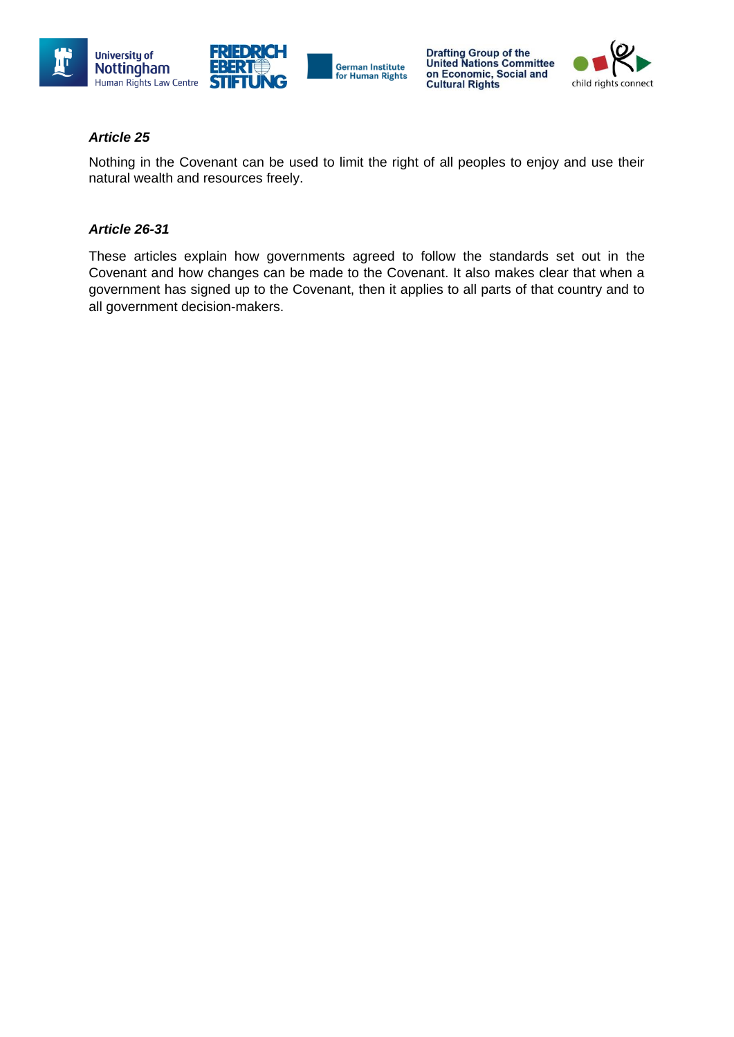***Article 25***

Nothing in the Covenant can be used to limit the right of all peoples to enjoy and use their natural wealth and resources freely.

***Article 26-31***

These articles explain how governments agreed to follow the standards set out in the Covenant and how changes can be made to the Covenant. It also makes clear that when a government has signed up to the Covenant, then it applies to all parts of that country and to all government decision-makers.